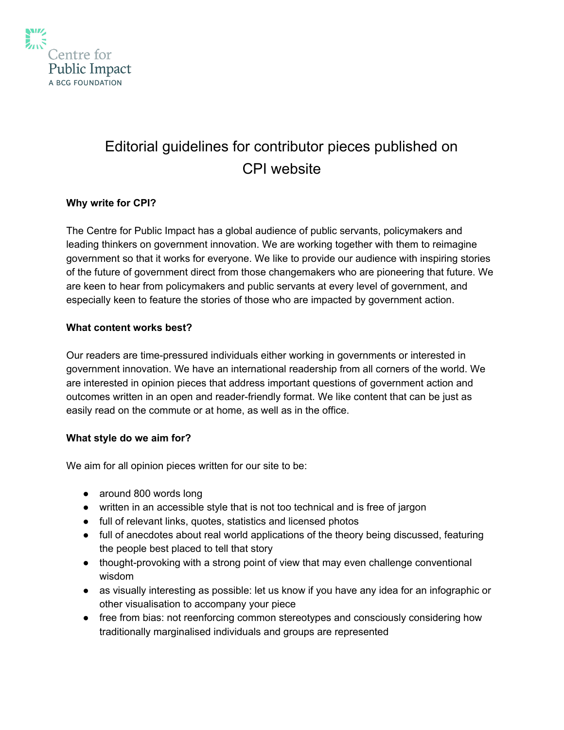Centre for Public Impact
A BCG FOUNDATION

# Editorial guidelines for contributor pieces published on CPI website

**Why write for CPI?**

The Centre for Public Impact has a global audience of public servants, policymakers and leading thinkers on government innovation. We are working together with them to reimagine government so that it works for everyone. We like to provide our audience with inspiring stories of the future of government direct from those changemakers who are pioneering that future. We are keen to hear from policymakers and public servants at every level of government, and especially keen to feature the stories of those who are impacted by government action.

**What content works best?**

Our readers are time-pressured individuals either working in governments or interested in government innovation. We have an international readership from all corners of the world. We are interested in opinion pieces that address important questions of government action and outcomes written in an open and reader-friendly format. We like content that can be just as easily read on the commute or at home, as well as in the office.

**What style do we aim for?**

We aim for all opinion pieces written for our site to be:

- around 800 words long
- written in an accessible style that is not too technical and is free of jargon
- full of relevant links, quotes, statistics and licensed photos
- full of anecdotes about real world applications of the theory being discussed, featuring the people best placed to tell that story
- thought-provoking with a strong point of view that may even challenge conventional wisdom
- as visually interesting as possible: let us know if you have any idea for an infographic or other visualisation to accompany your piece
- free from bias: not reenforcing common stereotypes and consciously considering how traditionally marginalised individuals and groups are represented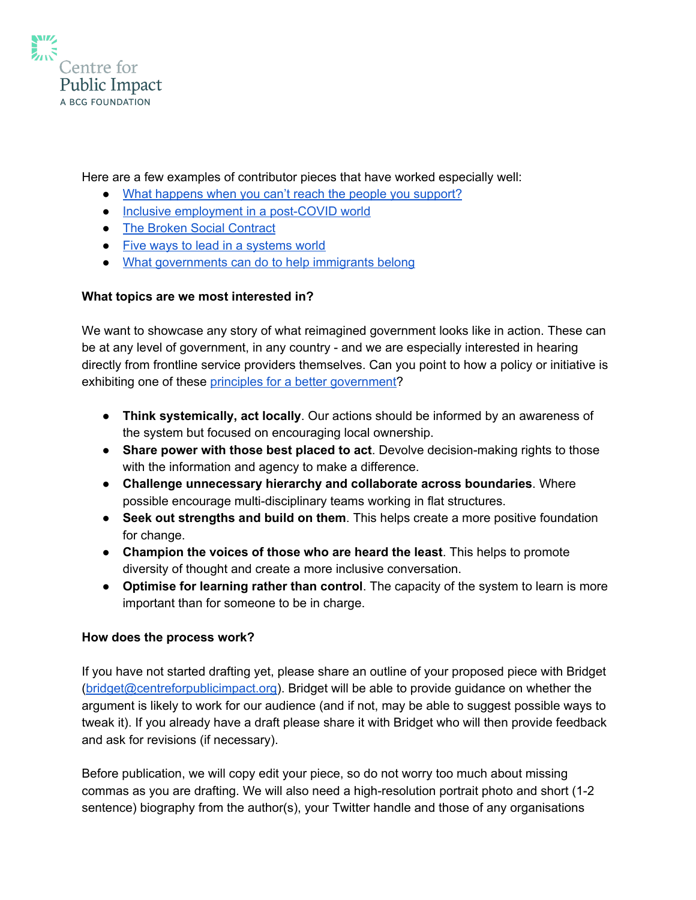Here are a few examples of contributor pieces that have worked especially well:

- [What happens when you can't reach the people you support?]
- [Inclusive employment in a post-COVID world]
- [The Broken Social Contract]
- [Five ways to lead in a systems world]
- [What governments can do to help immigrants belong]

**What topics are we most interested in?**

We want to showcase any story of what reimagined government looks like in action. These can be at any level of government, in any country - and we are especially interested in hearing directly from frontline service providers themselves. Can you point to how a policy or initiative is exhibiting one of these principles for a better government?

- **Think systemically, act locally**. Our actions should be informed by an awareness of the system but focused on encouraging local ownership.
- **Share power with those best placed to act**. Devolve decision-making rights to those with the information and agency to make a difference.
- **Challenge unnecessary hierarchy and collaborate across boundaries**. Where possible encourage multi-disciplinary teams working in flat structures.
- **Seek out strengths and build on them**. This helps create a more positive foundation for change.
- **Champion the voices of those who are heard the least**. This helps to promote diversity of thought and create a more inclusive conversation.
- **Optimise for learning rather than control**. The capacity of the system to learn is more important than for someone to be in charge.

**How does the process work?**

If you have not started drafting yet, please share an outline of your proposed piece with Bridget (bridget@centreforpublicimpact.org). Bridget will be able to provide guidance on whether the argument is likely to work for our audience (and if not, may be able to suggest possible ways to tweak it). If you already have a draft please share it with Bridget who will then provide feedback and ask for revisions (if necessary).

Before publication, we will copy edit your piece, so do not worry too much about missing commas as you are drafting. We will also need a high-resolution portrait photo and short (1-2 sentence) biography from the author(s), your Twitter handle and those of any organisations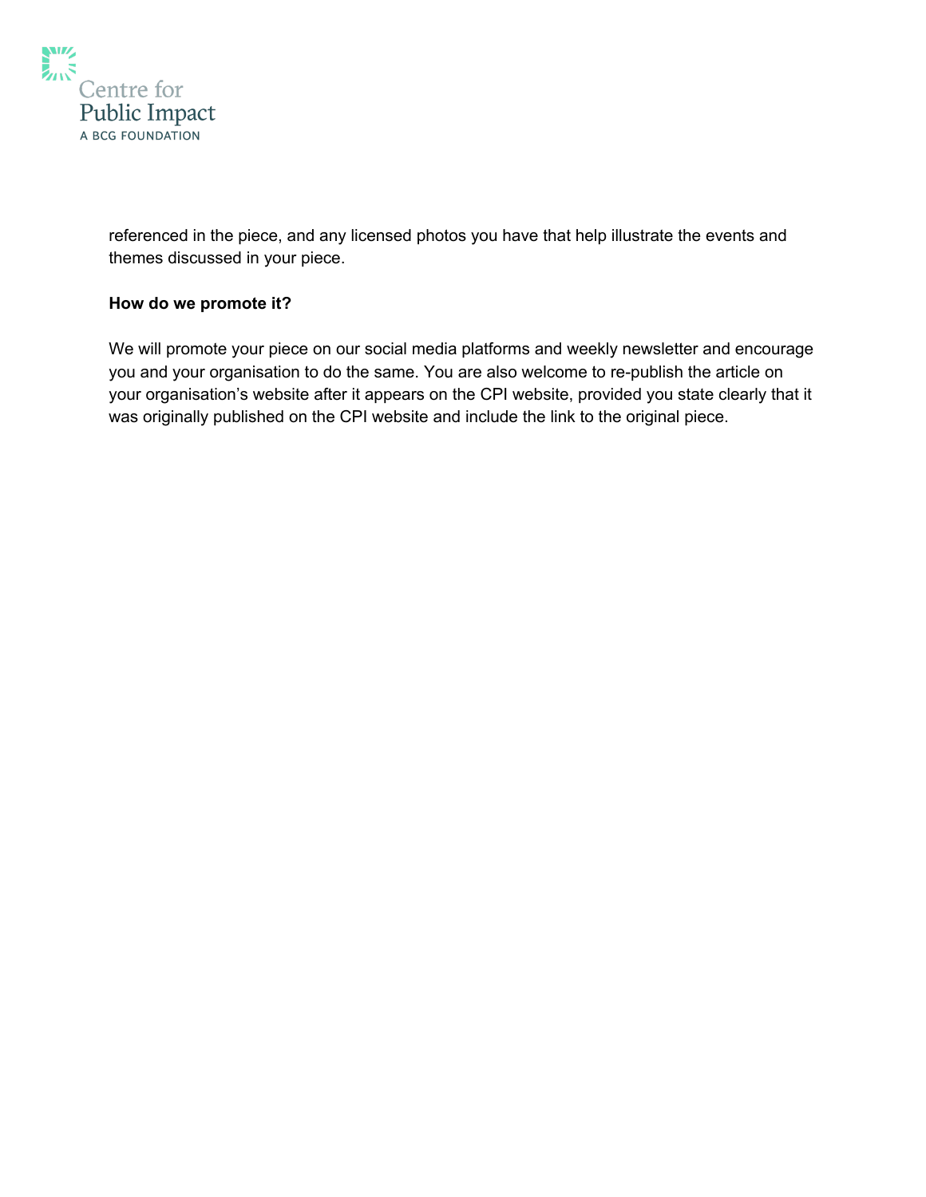referenced in the piece, and any licensed photos you have that help illustrate the events and themes discussed in your piece.

**How do we promote it?**

We will promote your piece on our social media platforms and weekly newsletter and encourage you and your organisation to do the same. You are also welcome to re-publish the article on your organisation's website after it appears on the CPI website, provided you state clearly that it was originally published on the CPI website and include the link to the original piece.